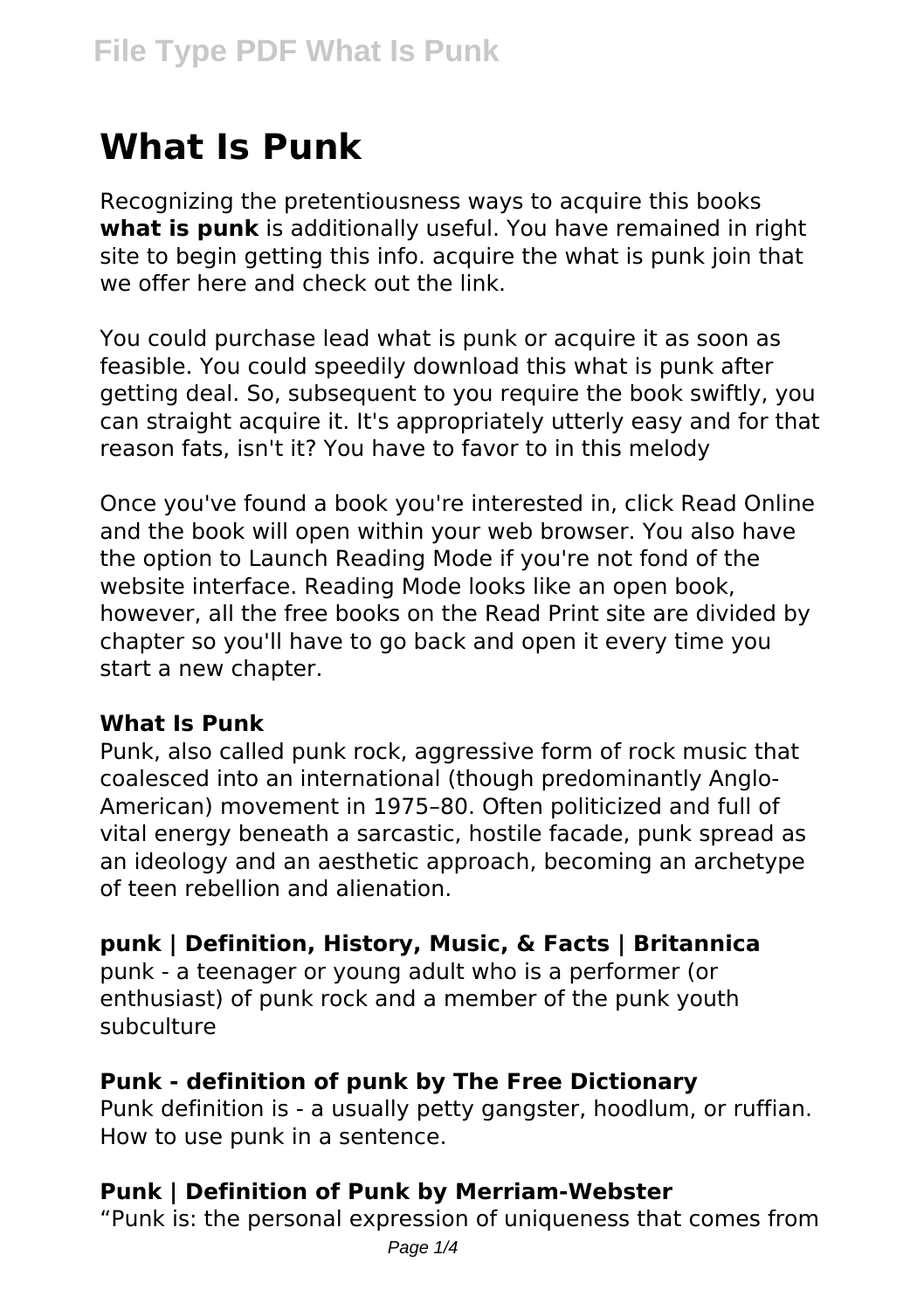# What Is Punk

Recognizing the pretentiousness ways to acquire this books **what is punk** is additionally useful. You have remained in right site to begin getting this info. acquire the what is punk join that we offer here and check out the link.

You could purchase lead what is punk or acquire it as soon as feasible. You could speedily download this what is punk after getting deal. So, subsequent to you require the book swiftly, you can straight acquire it. It's appropriately utterly easy and for that reason fats, isn't it? You have to favor to in this melody

Once you've found a book you're interested in, click Read Online and the book will open within your web browser. You also have the option to Launch Reading Mode if you're not fond of the website interface. Reading Mode looks like an open book, however, all the free books on the Read Print site are divided by chapter so you'll have to go back and open it every time you start a new chapter.

### What Is Punk

Punk, also called punk rock, aggressive form of rock music that coalesced into an international (though predominantly Anglo-American) movement in 1975–80. Often politicized and full of vital energy beneath a sarcastic, hostile facade, punk spread as an ideology and an aesthetic approach, becoming an archetype of teen rebellion and alienation.

### punk | Definition, History, Music, & Facts | Britannica

punk - a teenager or young adult who is a performer (or enthusiast) of punk rock and a member of the punk youth subculture

### Punk - definition of punk by The Free Dictionary

Punk definition is - a usually petty gangster, hoodlum, or ruffian. How to use punk in a sentence.

### Punk | Definition of Punk by Merriam-Webster

"Punk is: the personal expression of uniqueness that comes from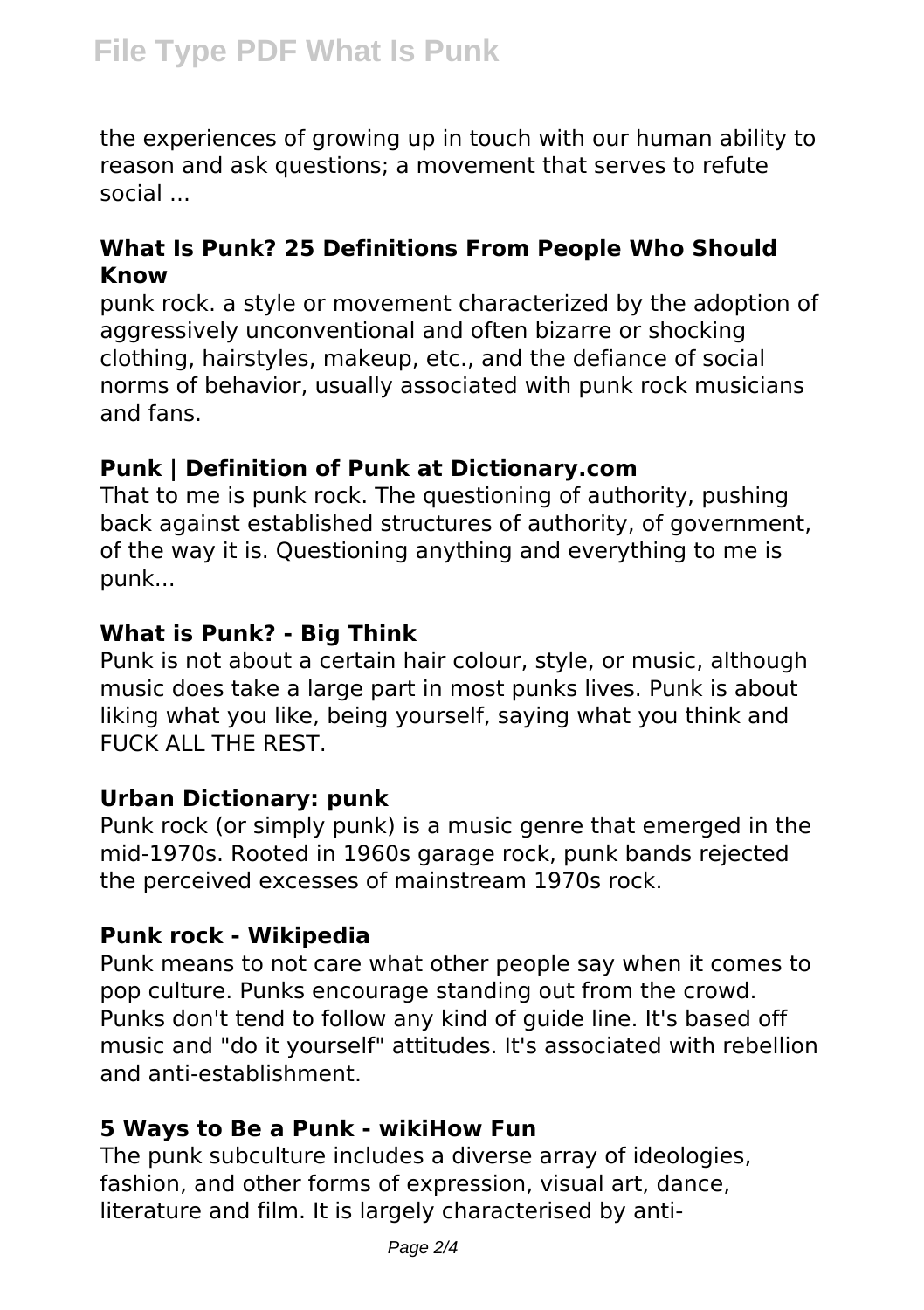the experiences of growing up in touch with our human ability to reason and ask questions; a movement that serves to refute social ...

### What Is Punk? 25 Definitions From People Who Should Know

punk rock. a style or movement characterized by the adoption of aggressively unconventional and often bizarre or shocking clothing, hairstyles, makeup, etc., and the defiance of social norms of behavior, usually associated with punk rock musicians and fans.

### Punk | Definition of Punk at Dictionary.com

That to me is punk rock. The questioning of authority, pushing back against established structures of authority, of government, of the way it is. Questioning anything and everything to me is punk...

### What is Punk? - Big Think

Punk is not about a certain hair colour, style, or music, although music does take a large part in most punks lives. Punk is about liking what you like, being yourself, saying what you think and FUCK ALL THE REST.

### Urban Dictionary: punk

Punk rock (or simply punk) is a music genre that emerged in the mid-1970s. Rooted in 1960s garage rock, punk bands rejected the perceived excesses of mainstream 1970s rock.

### Punk rock - Wikipedia

Punk means to not care what other people say when it comes to pop culture. Punks encourage standing out from the crowd. Punks don't tend to follow any kind of guide line. It's based off music and "do it yourself" attitudes. It's associated with rebellion and anti-establishment.

### 5 Ways to Be a Punk - wikiHow Fun

The punk subculture includes a diverse array of ideologies, fashion, and other forms of expression, visual art, dance, literature and film. It is largely characterised by anti-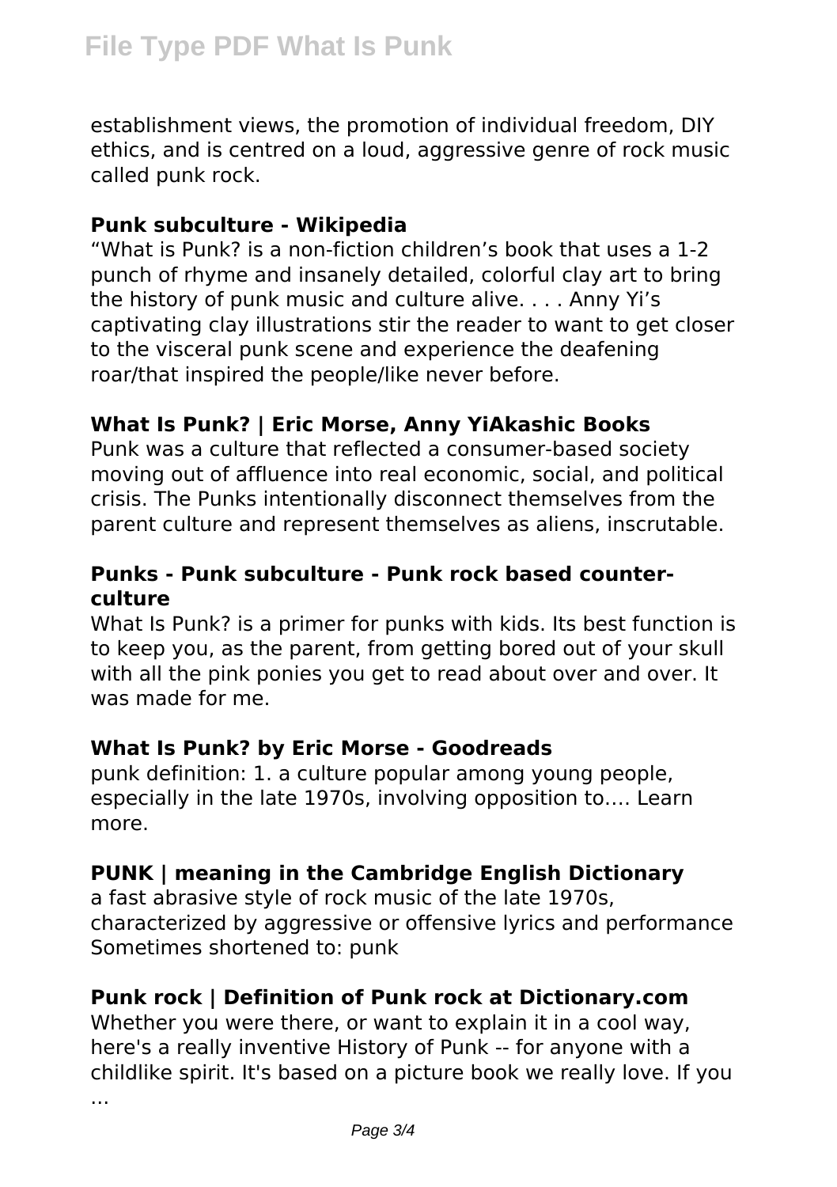establishment views, the promotion of individual freedom, DIY ethics, and is centred on a loud, aggressive genre of rock music called punk rock.

**Punk subculture - Wikipedia**

"What is Punk? is a non-fiction children's book that uses a 1-2 punch of rhyme and insanely detailed, colorful clay art to bring the history of punk music and culture alive. . . . Anny Yi's captivating clay illustrations stir the reader to want to get closer to the visceral punk scene and experience the deafening roar/that inspired the people/like never before.

**What Is Punk? | Eric Morse, Anny YiAkashic Books**

Punk was a culture that reflected a consumer-based society moving out of affluence into real economic, social, and political crisis. The Punks intentionally disconnect themselves from the parent culture and represent themselves as aliens, inscrutable.

**Punks - Punk subculture - Punk rock based counter-culture**

What Is Punk? is a primer for punks with kids. Its best function is to keep you, as the parent, from getting bored out of your skull with all the pink ponies you get to read about over and over. It was made for me.

**What Is Punk? by Eric Morse - Goodreads**

punk definition: 1. a culture popular among young people, especially in the late 1970s, involving opposition to…. Learn more.

**PUNK | meaning in the Cambridge English Dictionary**

a fast abrasive style of rock music of the late 1970s, characterized by aggressive or offensive lyrics and performance Sometimes shortened to: punk

**Punk rock | Definition of Punk rock at Dictionary.com**

Whether you were there, or want to explain it in a cool way, here's a really inventive History of Punk -- for anyone with a childlike spirit. It's based on a picture book we really love. If you ...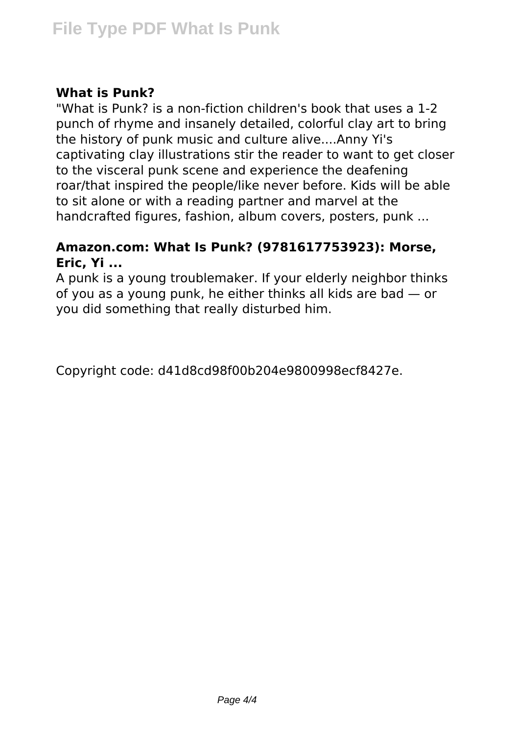### What is Punk?

"What is Punk? is a non-fiction children's book that uses a 1-2 punch of rhyme and insanely detailed, colorful clay art to bring the history of punk music and culture alive....Anny Yi's captivating clay illustrations stir the reader to want to get closer to the visceral punk scene and experience the deafening roar/that inspired the people/like never before. Kids will be able to sit alone or with a reading partner and marvel at the handcrafted figures, fashion, album covers, posters, punk ...

### Amazon.com: What Is Punk? (9781617753923): Morse, Eric, Yi ...

A punk is a young troublemaker. If your elderly neighbor thinks of you as a young punk, he either thinks all kids are bad — or you did something that really disturbed him.

Copyright code: d41d8cd98f00b204e9800998ecf8427e.